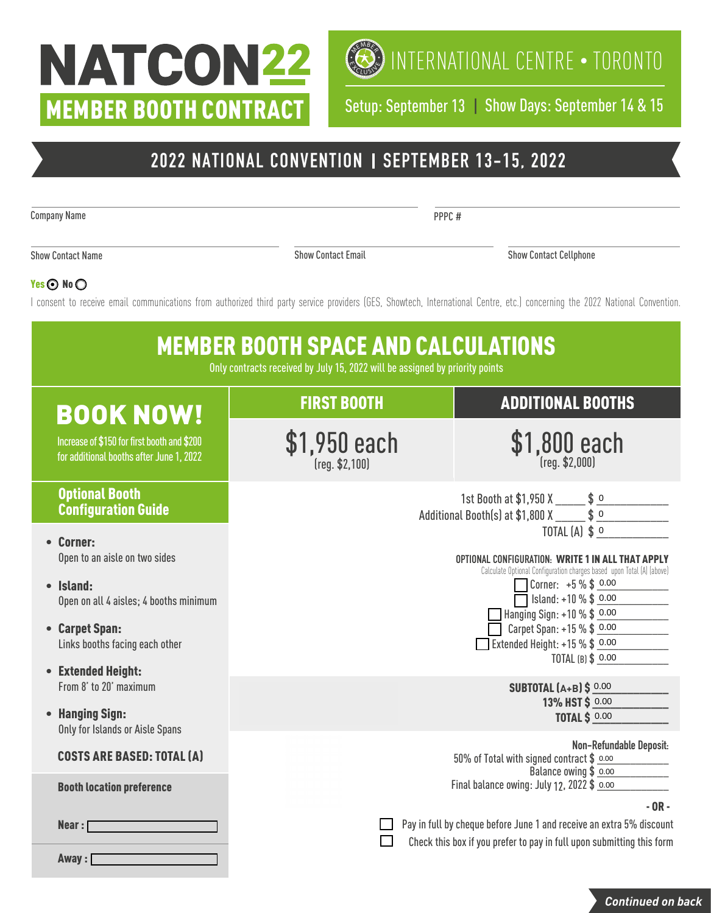# NATCON22

## MEMBER BOOTH CONTRACT

INTERNATIONAL CENTRE • TORONTO

Setup: September 13 | Show Days: September 14 & 15

## 2022 NATIONAL CONVENTION | SEPTEMBER 13-15, 2022

Company Name ______________________ PPPC # ______________________

Show Contact Name ______________________ Show Contact Email ______________________ Show Contact Cellphone ______________________

**Yes** ◉ **No** ○

I consent to receive email communications from authorized third party service providers (GES, Showtech, International Centre, etc.) concerning the 2022 National Convention.

## MEMBER BOOTH SPACE AND CALCULATIONS

Only contracts received by July 15, 2022 will be assigned by priority points

| BOOK NOW! | FIRST BOOTH | ADDITIONAL BOOTHS |
|---|---|---|
| Increase of $150 for first booth and $200 for additional booths after June 1, 2022 | $1,950 each (reg. $2,100) | $1,800 each (reg. $2,000) |

### Optional Booth Configuration Guide

- **Corner:** Open to an aisle on two sides
- **Island:** Open on all 4 aisles; 4 booths minimum
- **Carpet Span:** Links booths facing each other
- **Extended Height:** From 8' to 20' maximum
- **Hanging Sign:** Only for Islands or Aisle Spans

**COSTS ARE BASED: TOTAL (A)**

**Booth location preference**

**Near :** ______________________

**Away :** ______________________

1st Booth at $1,950 X _____ $ 0

Additional Booth(s) at $1,800 X _____ $ 0

TOTAL (A) $ 0

**OPTIONAL CONFIGURATION: WRITE 1 IN ALL THAT APPLY**

Calculate Optional Configuration charges based upon Total (A) (above)

- ☐ Corner: +5 % $ 0.00
- ☐ Island: +10 % $ 0.00
- ☐ Hanging Sign: +10 % $ 0.00
- ☐ Carpet Span: +15 % $ 0.00
- ☐ Extended Height: +15 % $ 0.00

TOTAL (B) $ 0.00

**SUBTOTAL (A+B) $** 0.00

**13% HST $** 0.00

**TOTAL $** 0.00

**Non-Refundable Deposit:**

50% of Total with signed contract $ 0.00

Balance owing $ 0.00

Final balance owing: July 12, 2022 $ 0.00

**- OR -**

☐ Pay in full by cheque before June 1 and receive an extra 5% discount

☐ Check this box if you prefer to pay in full upon submitting this form

***Continued on back***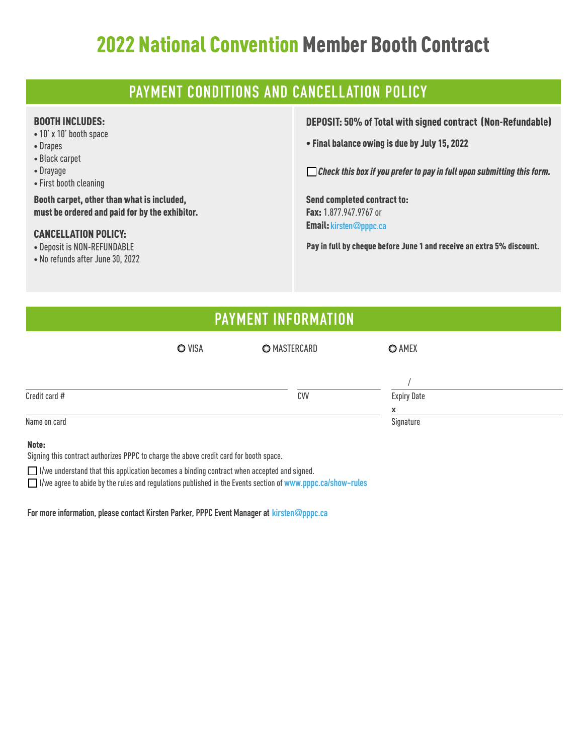# 2022 National Convention Member Booth Contract

## PAYMENT CONDITIONS AND CANCELLATION POLICY

**BOOTH INCLUDES:**

- 10' x 10' booth space
- Drapes
- Black carpet
- Drayage
- First booth cleaning

**Booth carpet, other than what is included, must be ordered and paid for by the exhibitor.**

**CANCELLATION POLICY:**

- Deposit is NON-REFUNDABLE
- No refunds after June 30, 2022

**DEPOSIT: 50% of Total with signed contract (Non-Refundable)**

- **Final balance owing is due by July 15, 2022**

☐ ***Check this box if you prefer to pay in full upon submitting this form.***

**Send completed contract to:**
**Fax:** 1.877.947.9767 or
**Email:** kirsten@pppc.ca

**Pay in full by cheque before June 1 and receive an extra 5% discount.**

## PAYMENT INFORMATION

○ VISA ○ MASTERCARD ○ AMEX

Credit card # \_\_\_\_\_\_\_\_\_\_ CVV \_\_\_\_\_\_\_\_\_\_ Expiry Date \_\_\_\_ / \_\_\_\_

Name on card \_\_\_\_\_\_\_\_\_\_ Signature x \_\_\_\_\_\_\_\_\_\_

**Note:**

Signing this contract authorizes PPPC to charge the above credit card for booth space.

☐ I/we understand that this application becomes a binding contract when accepted and signed.

☐ I/we agree to abide by the rules and regulations published in the Events section of www.pppc.ca/show-rules

**For more information, please contact Kirsten Parker, PPPC Event Manager at kirsten@pppc.ca**